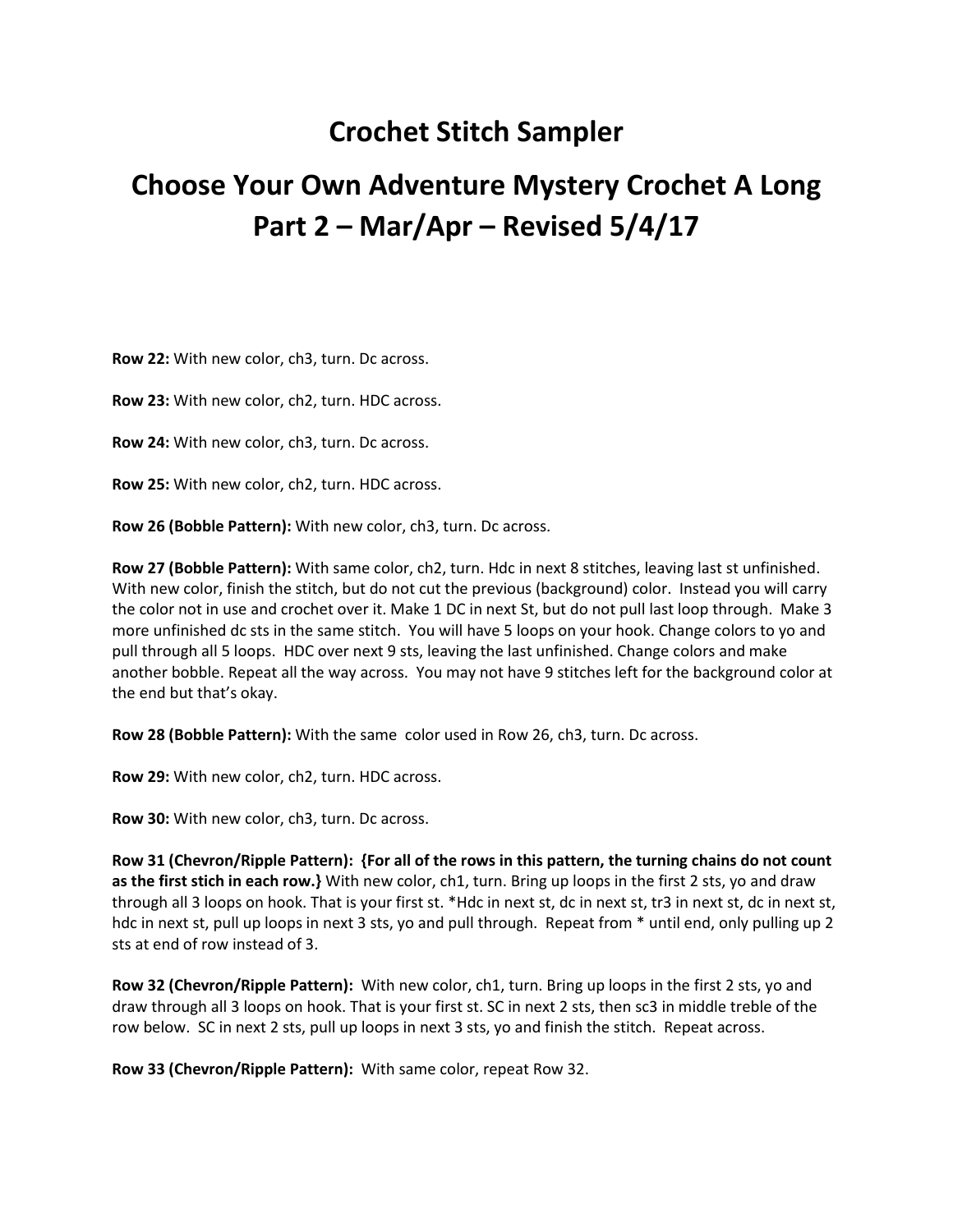# Crochet Stitch Sampler

## Choose Your Own Adventure Mystery Crochet A Long Part 2 – Mar/Apr – Revised 5/4/17

**Row 22:** With new color, ch3, turn. Dc across.

**Row 23:** With new color, ch2, turn. HDC across.

**Row 24:** With new color, ch3, turn. Dc across.

**Row 25:** With new color, ch2, turn. HDC across.

**Row 26 (Bobble Pattern):** With new color, ch3, turn. Dc across.

**Row 27 (Bobble Pattern):** With same color, ch2, turn. Hdc in next 8 stitches, leaving last st unfinished. With new color, finish the stitch, but do not cut the previous (background) color. Instead you will carry the color not in use and crochet over it. Make 1 DC in next St, but do not pull last loop through. Make 3 more unfinished dc sts in the same stitch. You will have 5 loops on your hook. Change colors to yo and pull through all 5 loops. HDC over next 9 sts, leaving the last unfinished. Change colors and make another bobble. Repeat all the way across. You may not have 9 stitches left for the background color at the end but that's okay.

**Row 28 (Bobble Pattern):** With the same color used in Row 26, ch3, turn. Dc across.

**Row 29:** With new color, ch2, turn. HDC across.

**Row 30:** With new color, ch3, turn. Dc across.

**Row 31 (Chevron/Ripple Pattern): {For all of the rows in this pattern, the turning chains do not count as the first stich in each row.}** With new color, ch1, turn. Bring up loops in the first 2 sts, yo and draw through all 3 loops on hook. That is your first st. *Hdc in next st, dc in next st, tr3 in next st, dc in next st, hdc in next st, pull up loops in next 3 sts, yo and pull through. Repeat from * until end, only pulling up 2 sts at end of row instead of 3.

**Row 32 (Chevron/Ripple Pattern):** With new color, ch1, turn. Bring up loops in the first 2 sts, yo and draw through all 3 loops on hook. That is your first st. SC in next 2 sts, then sc3 in middle treble of the row below. SC in next 2 sts, pull up loops in next 3 sts, yo and finish the stitch. Repeat across.

**Row 33 (Chevron/Ripple Pattern):** With same color, repeat Row 32.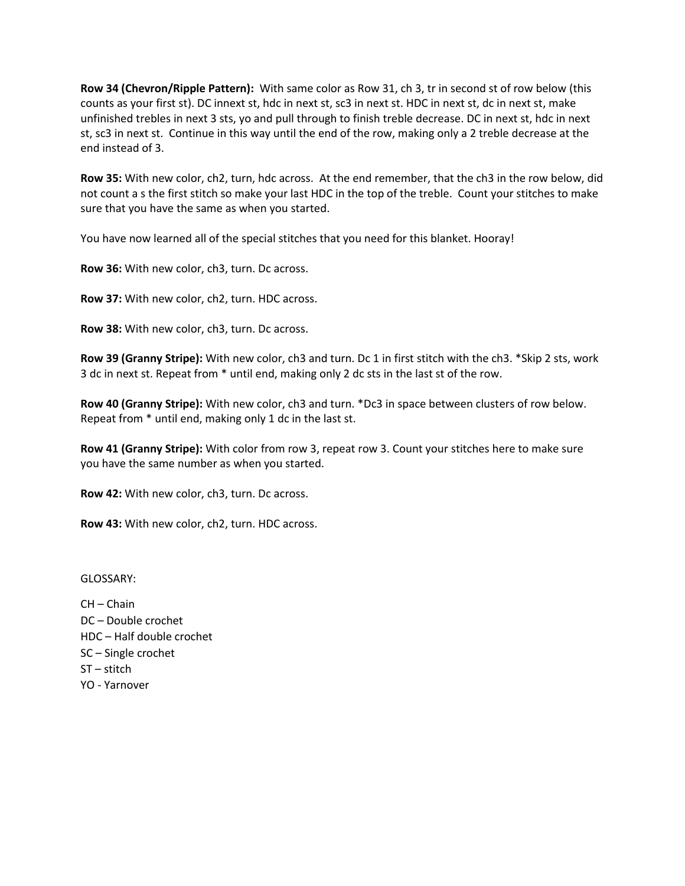**Row 34 (Chevron/Ripple Pattern):** With same color as Row 31, ch 3, tr in second st of row below (this counts as your first st). DC innext st, hdc in next st, sc3 in next st. HDC in next st, dc in next st, make unfinished trebles in next 3 sts, yo and pull through to finish treble decrease. DC in next st, hdc in next st, sc3 in next st. Continue in this way until the end of the row, making only a 2 treble decrease at the end instead of 3.

**Row 35:** With new color, ch2, turn, hdc across. At the end remember, that the ch3 in the row below, did not count a s the first stitch so make your last HDC in the top of the treble. Count your stitches to make sure that you have the same as when you started.

You have now learned all of the special stitches that you need for this blanket. Hooray!

**Row 36:** With new color, ch3, turn. Dc across.

**Row 37:** With new color, ch2, turn. HDC across.

**Row 38:** With new color, ch3, turn. Dc across.

**Row 39 (Granny Stripe):** With new color, ch3 and turn. Dc 1 in first stitch with the ch3. *Skip 2 sts, work 3 dc in next st. Repeat from * until end, making only 2 dc sts in the last st of the row.

**Row 40 (Granny Stripe):** With new color, ch3 and turn. *Dc3 in space between clusters of row below. Repeat from * until end, making only 1 dc in the last st.

**Row 41 (Granny Stripe):** With color from row 3, repeat row 3. Count your stitches here to make sure you have the same number as when you started.

**Row 42:** With new color, ch3, turn. Dc across.

**Row 43:** With new color, ch2, turn. HDC across.

GLOSSARY:

CH – Chain
DC – Double crochet
HDC – Half double crochet
SC – Single crochet
ST – stitch
YO - Yarnover